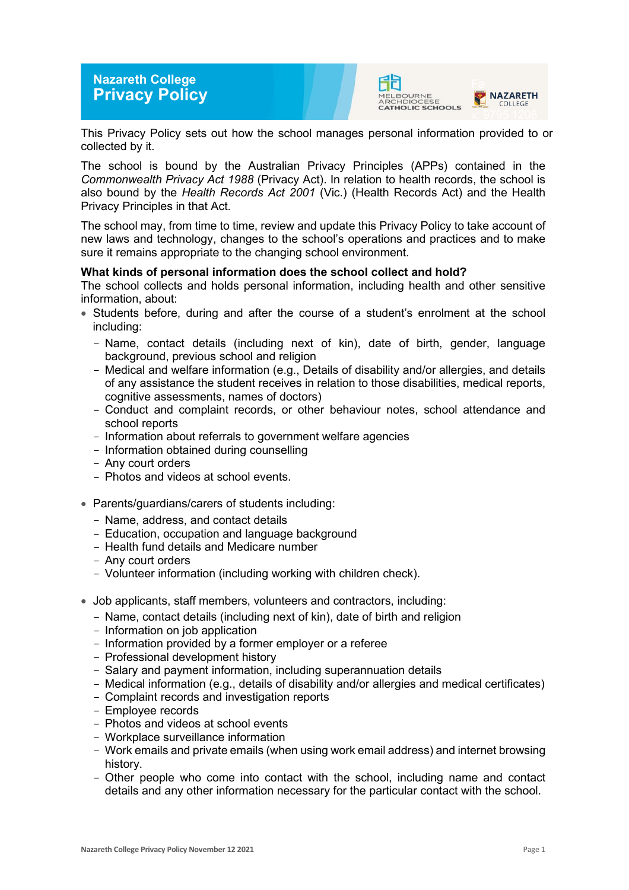# Nazareth College Privacy Policy

This Privacy Policy sets out how the school manages personal information provided to or collected by it.

The school is bound by the Australian Privacy Principles (APPs) contained in the *Commonwealth Privacy Act 1988* (Privacy Act). In relation to health records, the school is also bound by the *Health Records Act 2001* (Vic.) (Health Records Act) and the Health Privacy Principles in that Act.

The school may, from time to time, review and update this Privacy Policy to take account of new laws and technology, changes to the school's operations and practices and to make sure it remains appropriate to the changing school environment.

**What kinds of personal information does the school collect and hold?**

The school collects and holds personal information, including health and other sensitive information, about:

- Students before, during and after the course of a student's enrolment at the school including:
  - Name, contact details (including next of kin), date of birth, gender, language background, previous school and religion
  - Medical and welfare information (e.g., Details of disability and/or allergies, and details of any assistance the student receives in relation to those disabilities, medical reports, cognitive assessments, names of doctors)
  - Conduct and complaint records, or other behaviour notes, school attendance and school reports
  - Information about referrals to government welfare agencies
  - Information obtained during counselling
  - Any court orders
  - Photos and videos at school events.

- Parents/guardians/carers of students including:
  - Name, address, and contact details
  - Education, occupation and language background
  - Health fund details and Medicare number
  - Any court orders
  - Volunteer information (including working with children check).

- Job applicants, staff members, volunteers and contractors, including:
  - Name, contact details (including next of kin), date of birth and religion
  - Information on job application
  - Information provided by a former employer or a referee
  - Professional development history
  - Salary and payment information, including superannuation details
  - Medical information (e.g., details of disability and/or allergies and medical certificates)
  - Complaint records and investigation reports
  - Employee records
  - Photos and videos at school events
  - Workplace surveillance information
  - Work emails and private emails (when using work email address) and internet browsing history.
  - Other people who come into contact with the school, including name and contact details and any other information necessary for the particular contact with the school.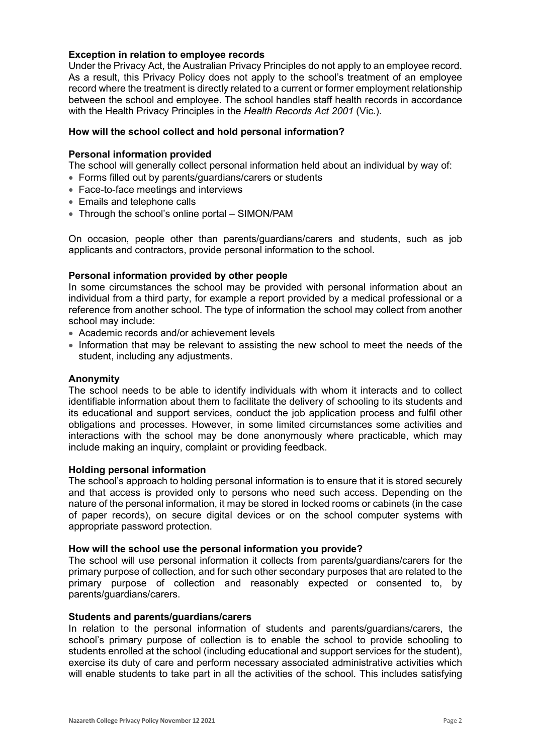### Exception in relation to employee records

Under the Privacy Act, the Australian Privacy Principles do not apply to an employee record. As a result, this Privacy Policy does not apply to the school's treatment of an employee record where the treatment is directly related to a current or former employment relationship between the school and employee. The school handles staff health records in accordance with the Health Privacy Principles in the *Health Records Act 2001* (Vic.).

### How will the school collect and hold personal information?

#### Personal information provided

The school will generally collect personal information held about an individual by way of:

- Forms filled out by parents/guardians/carers or students
- Face-to-face meetings and interviews
- Emails and telephone calls
- Through the school's online portal – SIMON/PAM

On occasion, people other than parents/guardians/carers and students, such as job applicants and contractors, provide personal information to the school.

#### Personal information provided by other people

In some circumstances the school may be provided with personal information about an individual from a third party, for example a report provided by a medical professional or a reference from another school. The type of information the school may collect from another school may include:

- Academic records and/or achievement levels
- Information that may be relevant to assisting the new school to meet the needs of the student, including any adjustments.

#### Anonymity

The school needs to be able to identify individuals with whom it interacts and to collect identifiable information about them to facilitate the delivery of schooling to its students and its educational and support services, conduct the job application process and fulfil other obligations and processes. However, in some limited circumstances some activities and interactions with the school may be done anonymously where practicable, which may include making an inquiry, complaint or providing feedback.

#### Holding personal information

The school's approach to holding personal information is to ensure that it is stored securely and that access is provided only to persons who need such access. Depending on the nature of the personal information, it may be stored in locked rooms or cabinets (in the case of paper records), on secure digital devices or on the school computer systems with appropriate password protection.

### How will the school use the personal information you provide?

The school will use personal information it collects from parents/guardians/carers for the primary purpose of collection, and for such other secondary purposes that are related to the primary purpose of collection and reasonably expected or consented to, by parents/guardians/carers.

#### Students and parents/guardians/carers

In relation to the personal information of students and parents/guardians/carers, the school's primary purpose of collection is to enable the school to provide schooling to students enrolled at the school (including educational and support services for the student), exercise its duty of care and perform necessary associated administrative activities which will enable students to take part in all the activities of the school. This includes satisfying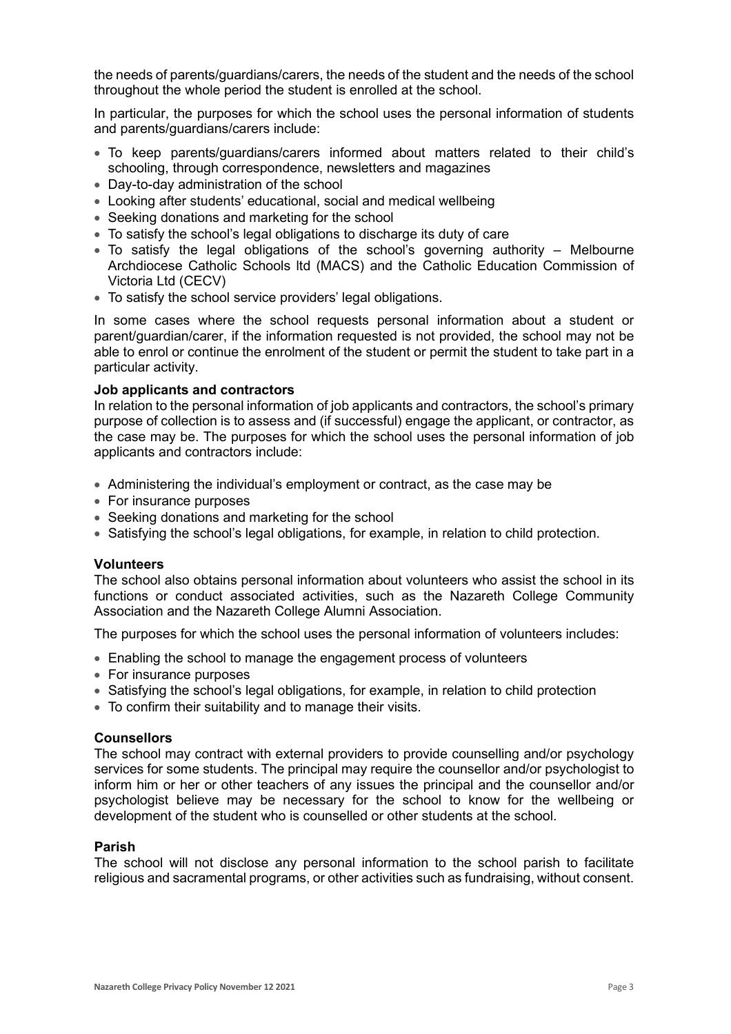the needs of parents/guardians/carers, the needs of the student and the needs of the school throughout the whole period the student is enrolled at the school.

In particular, the purposes for which the school uses the personal information of students and parents/guardians/carers include:

- To keep parents/guardians/carers informed about matters related to their child's schooling, through correspondence, newsletters and magazines
- Day-to-day administration of the school
- Looking after students' educational, social and medical wellbeing
- Seeking donations and marketing for the school
- To satisfy the school's legal obligations to discharge its duty of care
- To satisfy the legal obligations of the school's governing authority – Melbourne Archdiocese Catholic Schools ltd (MACS) and the Catholic Education Commission of Victoria Ltd (CECV)
- To satisfy the school service providers' legal obligations.

In some cases where the school requests personal information about a student or parent/guardian/carer, if the information requested is not provided, the school may not be able to enrol or continue the enrolment of the student or permit the student to take part in a particular activity.

**Job applicants and contractors**

In relation to the personal information of job applicants and contractors, the school's primary purpose of collection is to assess and (if successful) engage the applicant, or contractor, as the case may be. The purposes for which the school uses the personal information of job applicants and contractors include:

- Administering the individual's employment or contract, as the case may be
- For insurance purposes
- Seeking donations and marketing for the school
- Satisfying the school's legal obligations, for example, in relation to child protection.

**Volunteers**

The school also obtains personal information about volunteers who assist the school in its functions or conduct associated activities, such as the Nazareth College Community Association and the Nazareth College Alumni Association.

The purposes for which the school uses the personal information of volunteers includes:

- Enabling the school to manage the engagement process of volunteers
- For insurance purposes
- Satisfying the school's legal obligations, for example, in relation to child protection
- To confirm their suitability and to manage their visits.

**Counsellors**

The school may contract with external providers to provide counselling and/or psychology services for some students. The principal may require the counsellor and/or psychologist to inform him or her or other teachers of any issues the principal and the counsellor and/or psychologist believe may be necessary for the school to know for the wellbeing or development of the student who is counselled or other students at the school.

**Parish**

The school will not disclose any personal information to the school parish to facilitate religious and sacramental programs, or other activities such as fundraising, without consent.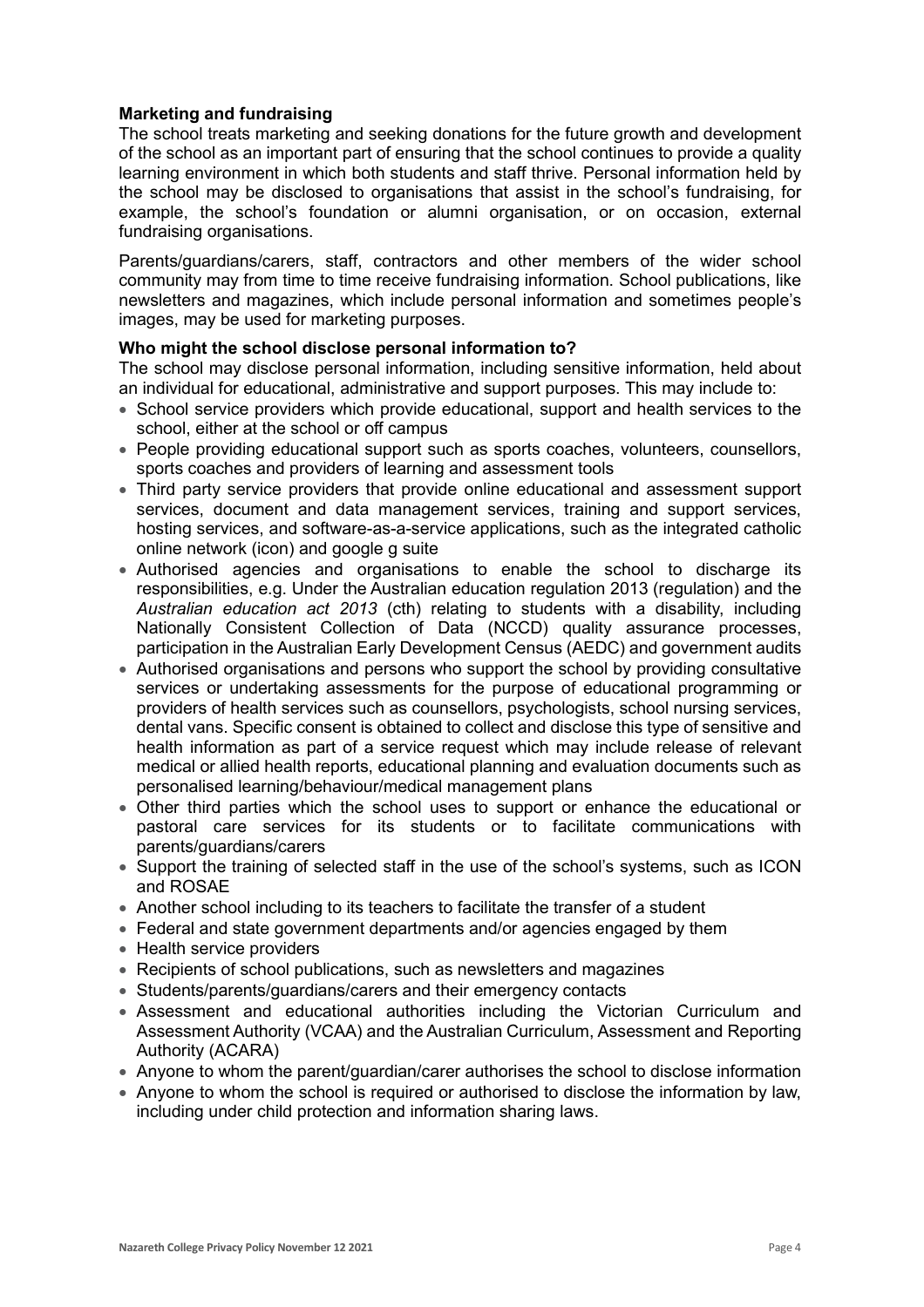**Marketing and fundraising**

The school treats marketing and seeking donations for the future growth and development of the school as an important part of ensuring that the school continues to provide a quality learning environment in which both students and staff thrive. Personal information held by the school may be disclosed to organisations that assist in the school's fundraising, for example, the school's foundation or alumni organisation, or on occasion, external fundraising organisations.

Parents/guardians/carers, staff, contractors and other members of the wider school community may from time to time receive fundraising information. School publications, like newsletters and magazines, which include personal information and sometimes people's images, may be used for marketing purposes.

**Who might the school disclose personal information to?**

The school may disclose personal information, including sensitive information, held about an individual for educational, administrative and support purposes. This may include to:

- School service providers which provide educational, support and health services to the school, either at the school or off campus
- People providing educational support such as sports coaches, volunteers, counsellors, sports coaches and providers of learning and assessment tools
- Third party service providers that provide online educational and assessment support services, document and data management services, training and support services, hosting services, and software-as-a-service applications, such as the integrated catholic online network (icon) and google g suite
- Authorised agencies and organisations to enable the school to discharge its responsibilities, e.g. Under the Australian education regulation 2013 (regulation) and the *Australian education act 2013* (cth) relating to students with a disability, including Nationally Consistent Collection of Data (NCCD) quality assurance processes, participation in the Australian Early Development Census (AEDC) and government audits
- Authorised organisations and persons who support the school by providing consultative services or undertaking assessments for the purpose of educational programming or providers of health services such as counsellors, psychologists, school nursing services, dental vans. Specific consent is obtained to collect and disclose this type of sensitive and health information as part of a service request which may include release of relevant medical or allied health reports, educational planning and evaluation documents such as personalised learning/behaviour/medical management plans
- Other third parties which the school uses to support or enhance the educational or pastoral care services for its students or to facilitate communications with parents/guardians/carers
- Support the training of selected staff in the use of the school's systems, such as ICON and ROSAE
- Another school including to its teachers to facilitate the transfer of a student
- Federal and state government departments and/or agencies engaged by them
- Health service providers
- Recipients of school publications, such as newsletters and magazines
- Students/parents/guardians/carers and their emergency contacts
- Assessment and educational authorities including the Victorian Curriculum and Assessment Authority (VCAA) and the Australian Curriculum, Assessment and Reporting Authority (ACARA)
- Anyone to whom the parent/guardian/carer authorises the school to disclose information
- Anyone to whom the school is required or authorised to disclose the information by law, including under child protection and information sharing laws.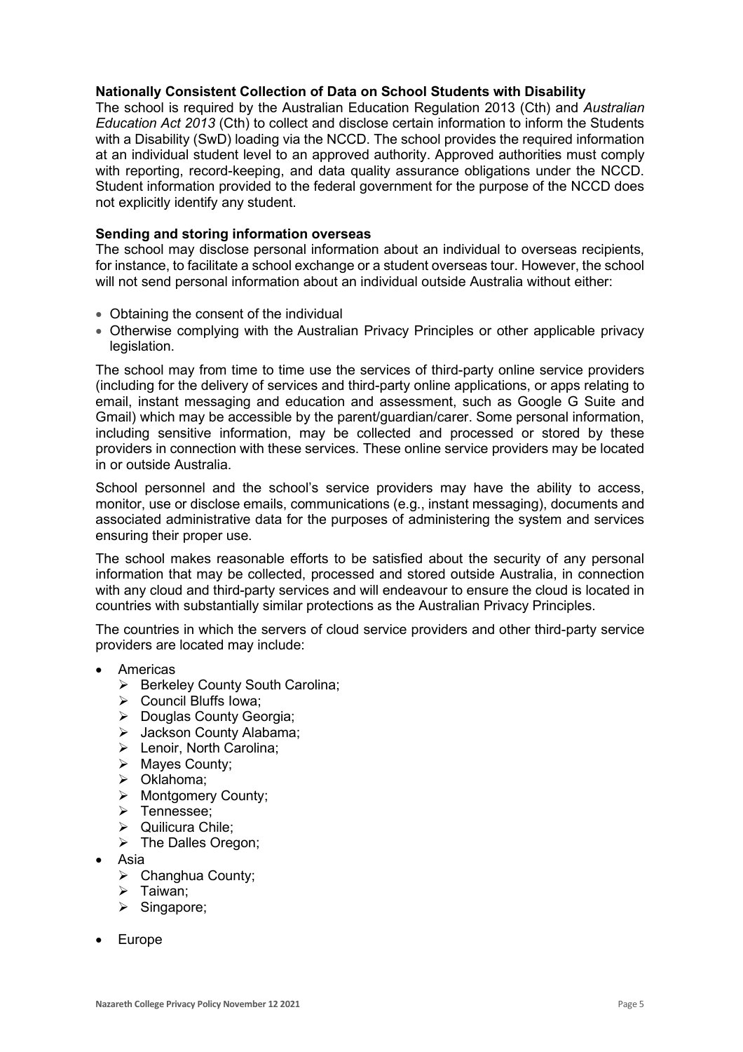### Nationally Consistent Collection of Data on School Students with Disability

The school is required by the Australian Education Regulation 2013 (Cth) and *Australian Education Act 2013* (Cth) to collect and disclose certain information to inform the Students with a Disability (SwD) loading via the NCCD. The school provides the required information at an individual student level to an approved authority. Approved authorities must comply with reporting, record-keeping, and data quality assurance obligations under the NCCD. Student information provided to the federal government for the purpose of the NCCD does not explicitly identify any student.

### Sending and storing information overseas

The school may disclose personal information about an individual to overseas recipients, for instance, to facilitate a school exchange or a student overseas tour. However, the school will not send personal information about an individual outside Australia without either:

- Obtaining the consent of the individual
- Otherwise complying with the Australian Privacy Principles or other applicable privacy legislation.

The school may from time to time use the services of third-party online service providers (including for the delivery of services and third-party online applications, or apps relating to email, instant messaging and education and assessment, such as Google G Suite and Gmail) which may be accessible by the parent/guardian/carer. Some personal information, including sensitive information, may be collected and processed or stored by these providers in connection with these services. These online service providers may be located in or outside Australia.

School personnel and the school's service providers may have the ability to access, monitor, use or disclose emails, communications (e.g., instant messaging), documents and associated administrative data for the purposes of administering the system and services ensuring their proper use.

The school makes reasonable efforts to be satisfied about the security of any personal information that may be collected, processed and stored outside Australia, in connection with any cloud and third-party services and will endeavour to ensure the cloud is located in countries with substantially similar protections as the Australian Privacy Principles.

The countries in which the servers of cloud service providers and other third-party service providers are located may include:

- Americas
  - Berkeley County South Carolina;
  - Council Bluffs Iowa;
  - Douglas County Georgia;
  - Jackson County Alabama;
  - Lenoir, North Carolina;
  - Mayes County;
  - Oklahoma;
  - Montgomery County;
  - Tennessee;
  - Quilicura Chile;
  - The Dalles Oregon;
- Asia
  - Changhua County;
  - Taiwan;
  - Singapore;
- Europe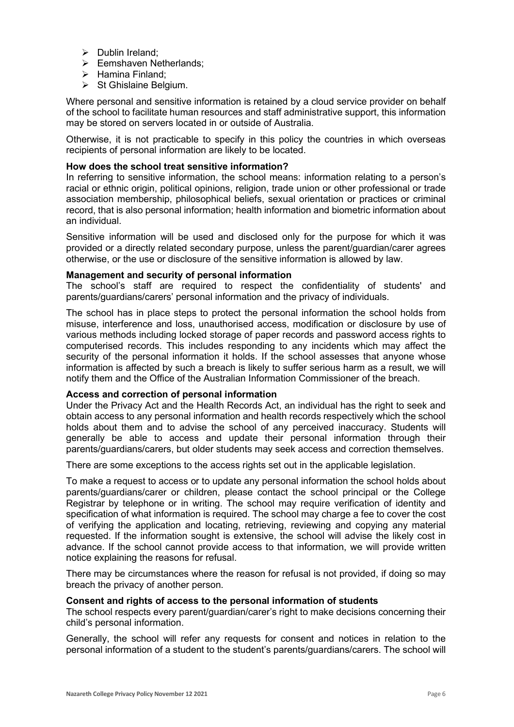- Dublin Ireland;
- Eemshaven Netherlands;
- Hamina Finland;
- St Ghislaine Belgium.

Where personal and sensitive information is retained by a cloud service provider on behalf of the school to facilitate human resources and staff administrative support, this information may be stored on servers located in or outside of Australia.

Otherwise, it is not practicable to specify in this policy the countries in which overseas recipients of personal information are likely to be located.

**How does the school treat sensitive information?**

In referring to sensitive information, the school means: information relating to a person's racial or ethnic origin, political opinions, religion, trade union or other professional or trade association membership, philosophical beliefs, sexual orientation or practices or criminal record, that is also personal information; health information and biometric information about an individual.

Sensitive information will be used and disclosed only for the purpose for which it was provided or a directly related secondary purpose, unless the parent/guardian/carer agrees otherwise, or the use or disclosure of the sensitive information is allowed by law.

**Management and security of personal information**

The school's staff are required to respect the confidentiality of students' and parents/guardians/carers' personal information and the privacy of individuals.

The school has in place steps to protect the personal information the school holds from misuse, interference and loss, unauthorised access, modification or disclosure by use of various methods including locked storage of paper records and password access rights to computerised records. This includes responding to any incidents which may affect the security of the personal information it holds. If the school assesses that anyone whose information is affected by such a breach is likely to suffer serious harm as a result, we will notify them and the Office of the Australian Information Commissioner of the breach.

**Access and correction of personal information**

Under the Privacy Act and the Health Records Act, an individual has the right to seek and obtain access to any personal information and health records respectively which the school holds about them and to advise the school of any perceived inaccuracy. Students will generally be able to access and update their personal information through their parents/guardians/carers, but older students may seek access and correction themselves.

There are some exceptions to the access rights set out in the applicable legislation.

To make a request to access or to update any personal information the school holds about parents/guardians/carer or children, please contact the school principal or the College Registrar by telephone or in writing. The school may require verification of identity and specification of what information is required. The school may charge a fee to cover the cost of verifying the application and locating, retrieving, reviewing and copying any material requested. If the information sought is extensive, the school will advise the likely cost in advance. If the school cannot provide access to that information, we will provide written notice explaining the reasons for refusal.

There may be circumstances where the reason for refusal is not provided, if doing so may breach the privacy of another person.

**Consent and rights of access to the personal information of students**

The school respects every parent/guardian/carer's right to make decisions concerning their child's personal information.

Generally, the school will refer any requests for consent and notices in relation to the personal information of a student to the student's parents/guardians/carers. The school will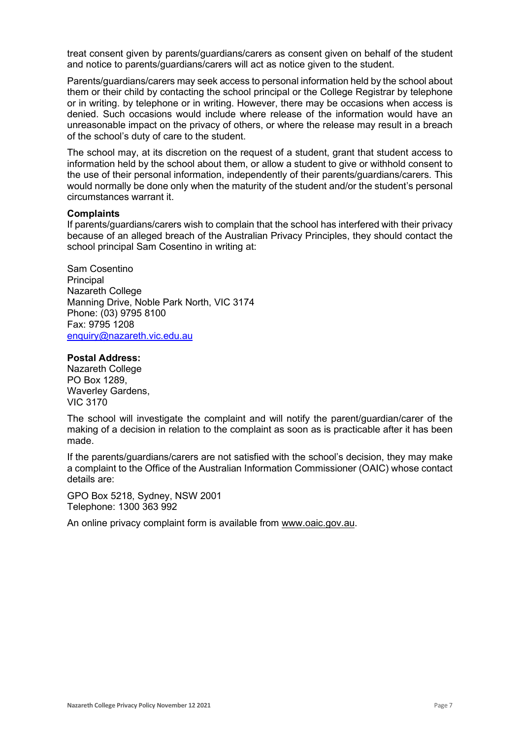treat consent given by parents/guardians/carers as consent given on behalf of the student and notice to parents/guardians/carers will act as notice given to the student.

Parents/guardians/carers may seek access to personal information held by the school about them or their child by contacting the school principal or the College Registrar by telephone or in writing. by telephone or in writing. However, there may be occasions when access is denied. Such occasions would include where release of the information would have an unreasonable impact on the privacy of others, or where the release may result in a breach of the school's duty of care to the student.

The school may, at its discretion on the request of a student, grant that student access to information held by the school about them, or allow a student to give or withhold consent to the use of their personal information, independently of their parents/guardians/carers. This would normally be done only when the maturity of the student and/or the student's personal circumstances warrant it.

**Complaints**

If parents/guardians/carers wish to complain that the school has interfered with their privacy because of an alleged breach of the Australian Privacy Principles, they should contact the school principal Sam Cosentino in writing at:

Sam Cosentino
Principal
Nazareth College
Manning Drive, Noble Park North, VIC 3174
Phone: (03) 9795 8100
Fax: 9795 1208
enquiry@nazareth.vic.edu.au

**Postal Address:**
Nazareth College
PO Box 1289,
Waverley Gardens,
VIC 3170

The school will investigate the complaint and will notify the parent/guardian/carer of the making of a decision in relation to the complaint as soon as is practicable after it has been made.

If the parents/guardians/carers are not satisfied with the school's decision, they may make a complaint to the Office of the Australian Information Commissioner (OAIC) whose contact details are:

GPO Box 5218, Sydney, NSW 2001
Telephone: 1300 363 992

An online privacy complaint form is available from www.oaic.gov.au.